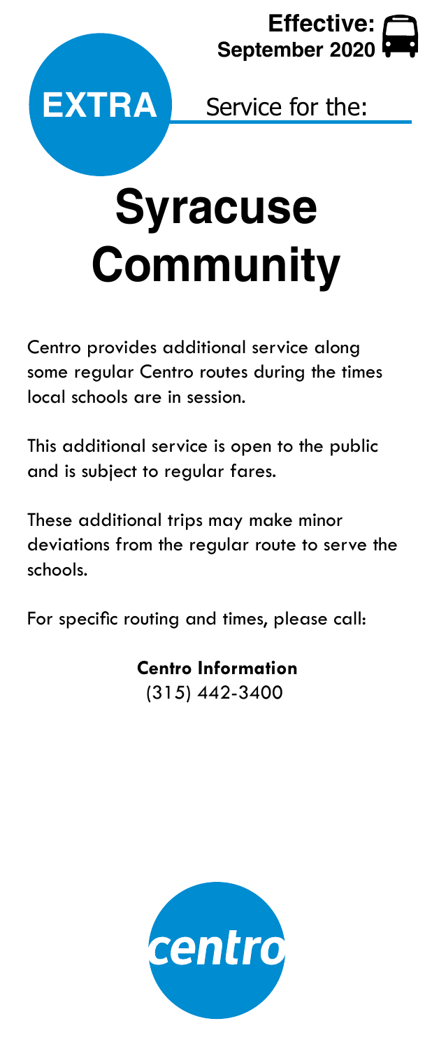**Effective:**
**September 2020**

**EXTRA** Service for the:

# Syracuse Community

Centro provides additional service along some regular Centro routes during the times local schools are in session.

This additional service is open to the public and is subject to regular fares.

These additional trips may make minor deviations from the regular route to serve the schools.

For specific routing and times, please call:

**Centro Information**
(315) 442-3400

centro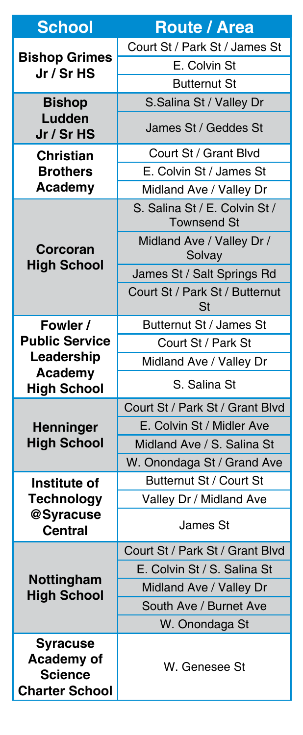| School | Route / Area |
|---|---|
| Bishop Grimes Jr / Sr HS | Court St / Park St / James St |
| | E. Colvin St |
| | Butternut St |
| Bishop Ludden Jr / Sr HS | S.Salina St / Valley Dr |
| | James St / Geddes St |
| Christian Brothers Academy | Court St / Grant Blvd |
| | E. Colvin St / James St |
| | Midland Ave / Valley Dr |
| Corcoran High School | S. Salina St / E. Colvin St / Townsend St |
| | Midland Ave / Valley Dr / Solvay |
| | James St / Salt Springs Rd |
| | Court St / Park St / Butternut St |
| Fowler / Public Service Leadership Academy High School | Butternut St / James St |
| | Court St / Park St |
| | Midland Ave / Valley Dr |
| | S. Salina St |
| Henninger High School | Court St / Park St / Grant Blvd |
| | E. Colvin St / Midler Ave |
| | Midland Ave / S. Salina St |
| | W. Onondaga St / Grand Ave |
| Institute of Technology @Syracuse Central | Butternut St / Court St |
| | Valley Dr / Midland Ave |
| | James St |
| Nottingham High School | Court St / Park St / Grant Blvd |
| | E. Colvin St / S. Salina St |
| | Midland Ave / Valley Dr |
| | South Ave / Burnet Ave |
| | W. Onondaga St |
| Syracuse Academy of Science Charter School | W. Genesee St |